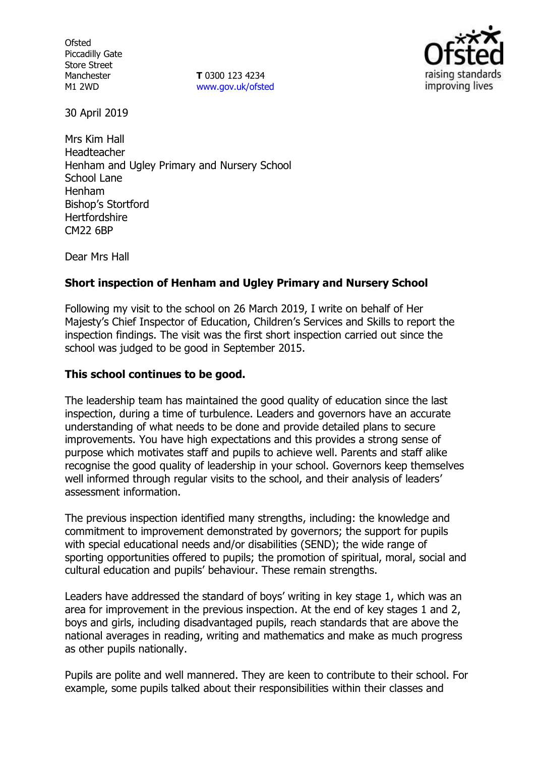Ofsted
Piccadilly Gate
Store Street
Manchester
M1 2WD

**T** 0300 123 4234
www.gov.uk/ofsted

30 April 2019

Mrs Kim Hall
Headteacher
Henham and Ugley Primary and Nursery School
School Lane
Henham
Bishop's Stortford
Hertfordshire
CM22 6BP

Dear Mrs Hall

**Short inspection of Henham and Ugley Primary and Nursery School**

Following my visit to the school on 26 March 2019, I write on behalf of Her Majesty's Chief Inspector of Education, Children's Services and Skills to report the inspection findings. The visit was the first short inspection carried out since the school was judged to be good in September 2015.

**This school continues to be good.**

The leadership team has maintained the good quality of education since the last inspection, during a time of turbulence. Leaders and governors have an accurate understanding of what needs to be done and provide detailed plans to secure improvements. You have high expectations and this provides a strong sense of purpose which motivates staff and pupils to achieve well. Parents and staff alike recognise the good quality of leadership in your school. Governors keep themselves well informed through regular visits to the school, and their analysis of leaders' assessment information.

The previous inspection identified many strengths, including: the knowledge and commitment to improvement demonstrated by governors; the support for pupils with special educational needs and/or disabilities (SEND); the wide range of sporting opportunities offered to pupils; the promotion of spiritual, moral, social and cultural education and pupils' behaviour. These remain strengths.

Leaders have addressed the standard of boys' writing in key stage 1, which was an area for improvement in the previous inspection. At the end of key stages 1 and 2, boys and girls, including disadvantaged pupils, reach standards that are above the national averages in reading, writing and mathematics and make as much progress as other pupils nationally.

Pupils are polite and well mannered. They are keen to contribute to their school. For example, some pupils talked about their responsibilities within their classes and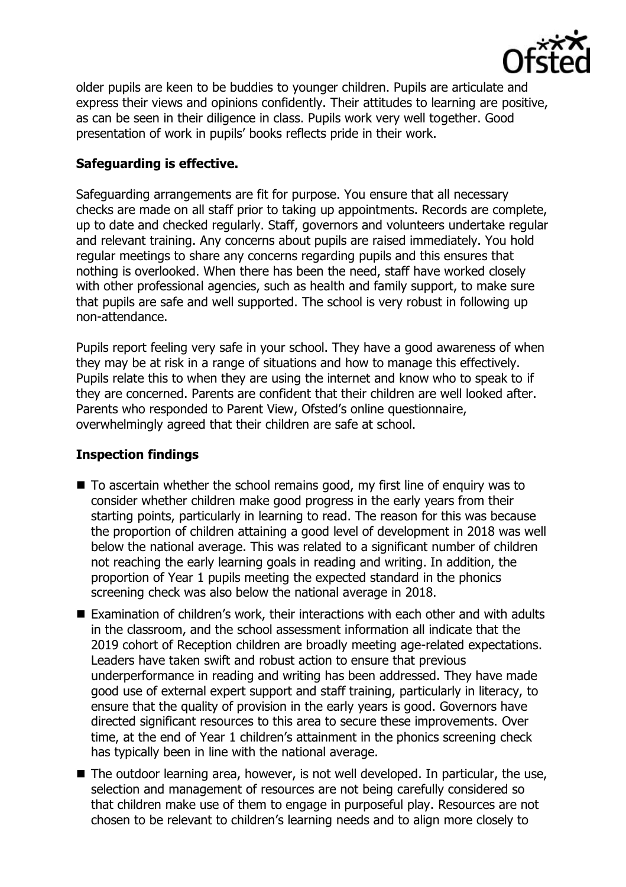older pupils are keen to be buddies to younger children. Pupils are articulate and express their views and opinions confidently. Their attitudes to learning are positive, as can be seen in their diligence in class. Pupils work very well together. Good presentation of work in pupils' books reflects pride in their work.

## Safeguarding is effective.

Safeguarding arrangements are fit for purpose. You ensure that all necessary checks are made on all staff prior to taking up appointments. Records are complete, up to date and checked regularly. Staff, governors and volunteers undertake regular and relevant training. Any concerns about pupils are raised immediately. You hold regular meetings to share any concerns regarding pupils and this ensures that nothing is overlooked. When there has been the need, staff have worked closely with other professional agencies, such as health and family support, to make sure that pupils are safe and well supported. The school is very robust in following up non-attendance.

Pupils report feeling very safe in your school. They have a good awareness of when they may be at risk in a range of situations and how to manage this effectively. Pupils relate this to when they are using the internet and know who to speak to if they are concerned. Parents are confident that their children are well looked after. Parents who responded to Parent View, Ofsted's online questionnaire, overwhelmingly agreed that their children are safe at school.

## Inspection findings

- To ascertain whether the school remains good, my first line of enquiry was to consider whether children make good progress in the early years from their starting points, particularly in learning to read. The reason for this was because the proportion of children attaining a good level of development in 2018 was well below the national average. This was related to a significant number of children not reaching the early learning goals in reading and writing. In addition, the proportion of Year 1 pupils meeting the expected standard in the phonics screening check was also below the national average in 2018.
- Examination of children's work, their interactions with each other and with adults in the classroom, and the school assessment information all indicate that the 2019 cohort of Reception children are broadly meeting age-related expectations. Leaders have taken swift and robust action to ensure that previous underperformance in reading and writing has been addressed. They have made good use of external expert support and staff training, particularly in literacy, to ensure that the quality of provision in the early years is good. Governors have directed significant resources to this area to secure these improvements. Over time, at the end of Year 1 children's attainment in the phonics screening check has typically been in line with the national average.
- The outdoor learning area, however, is not well developed. In particular, the use, selection and management of resources are not being carefully considered so that children make use of them to engage in purposeful play. Resources are not chosen to be relevant to children's learning needs and to align more closely to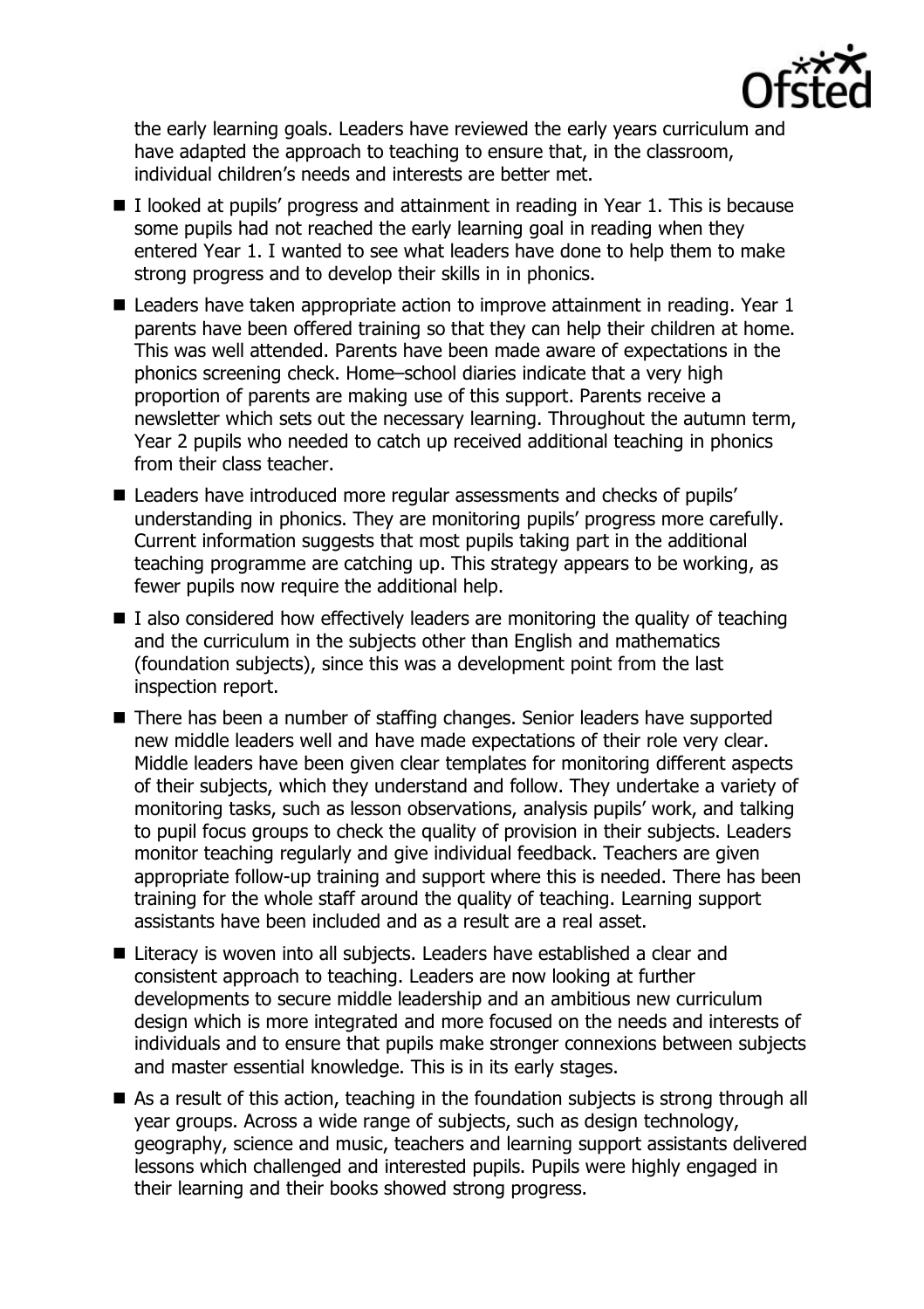the early learning goals. Leaders have reviewed the early years curriculum and have adapted the approach to teaching to ensure that, in the classroom, individual children's needs and interests are better met.

- I looked at pupils' progress and attainment in reading in Year 1. This is because some pupils had not reached the early learning goal in reading when they entered Year 1. I wanted to see what leaders have done to help them to make strong progress and to develop their skills in in phonics.
- Leaders have taken appropriate action to improve attainment in reading. Year 1 parents have been offered training so that they can help their children at home. This was well attended. Parents have been made aware of expectations in the phonics screening check. Home–school diaries indicate that a very high proportion of parents are making use of this support. Parents receive a newsletter which sets out the necessary learning. Throughout the autumn term, Year 2 pupils who needed to catch up received additional teaching in phonics from their class teacher.
- Leaders have introduced more regular assessments and checks of pupils' understanding in phonics. They are monitoring pupils' progress more carefully. Current information suggests that most pupils taking part in the additional teaching programme are catching up. This strategy appears to be working, as fewer pupils now require the additional help.
- I also considered how effectively leaders are monitoring the quality of teaching and the curriculum in the subjects other than English and mathematics (foundation subjects), since this was a development point from the last inspection report.
- There has been a number of staffing changes. Senior leaders have supported new middle leaders well and have made expectations of their role very clear. Middle leaders have been given clear templates for monitoring different aspects of their subjects, which they understand and follow. They undertake a variety of monitoring tasks, such as lesson observations, analysis pupils' work, and talking to pupil focus groups to check the quality of provision in their subjects. Leaders monitor teaching regularly and give individual feedback. Teachers are given appropriate follow-up training and support where this is needed. There has been training for the whole staff around the quality of teaching. Learning support assistants have been included and as a result are a real asset.
- Literacy is woven into all subjects. Leaders have established a clear and consistent approach to teaching. Leaders are now looking at further developments to secure middle leadership and an ambitious new curriculum design which is more integrated and more focused on the needs and interests of individuals and to ensure that pupils make stronger connexions between subjects and master essential knowledge. This is in its early stages.
- As a result of this action, teaching in the foundation subjects is strong through all year groups. Across a wide range of subjects, such as design technology, geography, science and music, teachers and learning support assistants delivered lessons which challenged and interested pupils. Pupils were highly engaged in their learning and their books showed strong progress.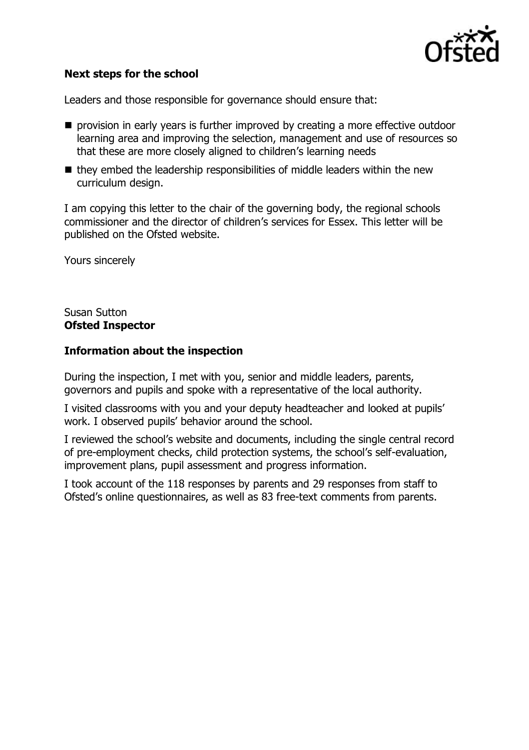**Next steps for the school**

Leaders and those responsible for governance should ensure that:

- provision in early years is further improved by creating a more effective outdoor learning area and improving the selection, management and use of resources so that these are more closely aligned to children's learning needs
- they embed the leadership responsibilities of middle leaders within the new curriculum design.

I am copying this letter to the chair of the governing body, the regional schools commissioner and the director of children's services for Essex. This letter will be published on the Ofsted website.

Yours sincerely

Susan Sutton
**Ofsted Inspector**

**Information about the inspection**

During the inspection, I met with you, senior and middle leaders, parents, governors and pupils and spoke with a representative of the local authority.

I visited classrooms with you and your deputy headteacher and looked at pupils' work. I observed pupils' behavior around the school.

I reviewed the school's website and documents, including the single central record of pre-employment checks, child protection systems, the school's self-evaluation, improvement plans, pupil assessment and progress information.

I took account of the 118 responses by parents and 29 responses from staff to Ofsted's online questionnaires, as well as 83 free-text comments from parents.